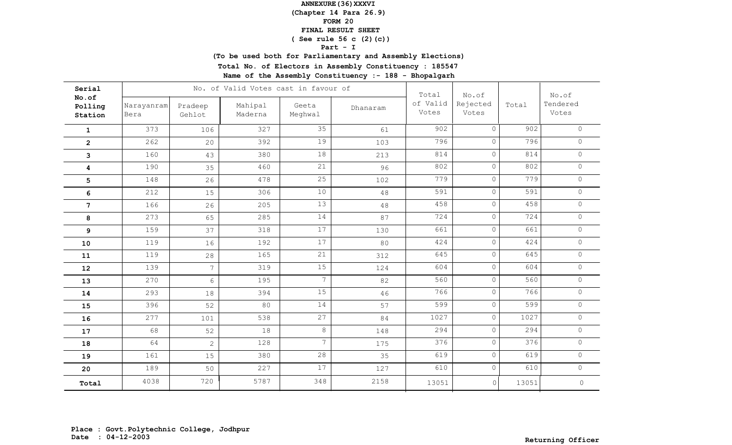**ANNEXURE(36)XXXVI**
**(Chapter 14 Para 26.9)**
**FORM 20**
**FINAL RESULT SHEET**
**( See rule 56 c (2)(c))**
**Part - I**

**(To be used both for Parliamentary and Assembly Elections)**

**Total No. of Electors in Assembly Constituency : 185547**

**Name of the Assembly Constituency :- 188 - Bhopalgarh**

| Serial No.of Polling Station | No. of Valid Votes cast in favour of | | | | | Total of Valid Votes | No.of Rejected Votes | Total | No.of Tendered Votes |
|---|---|---|---|---|---|---|---|---|---|
| | Narayanram Bera | Pradeep Gehlot | Mahipal Maderna | Geeta Meghwal | Dhanaram | | | | |
| 1 | 373 | 106 | 327 | 35 | 61 | 902 | 0 | 902 | 0 |
| 2 | 262 | 20 | 392 | 19 | 103 | 796 | 0 | 796 | 0 |
| 3 | 160 | 43 | 380 | 18 | 213 | 814 | 0 | 814 | 0 |
| 4 | 190 | 35 | 460 | 21 | 96 | 802 | 0 | 802 | 0 |
| 5 | 148 | 26 | 478 | 25 | 102 | 779 | 0 | 779 | 0 |
| 6 | 212 | 15 | 306 | 10 | 48 | 591 | 0 | 591 | 0 |
| 7 | 166 | 26 | 205 | 13 | 48 | 458 | 0 | 458 | 0 |
| 8 | 273 | 65 | 285 | 14 | 87 | 724 | 0 | 724 | 0 |
| 9 | 159 | 37 | 318 | 17 | 130 | 661 | 0 | 661 | 0 |
| 10 | 119 | 16 | 192 | 17 | 80 | 424 | 0 | 424 | 0 |
| 11 | 119 | 28 | 165 | 21 | 312 | 645 | 0 | 645 | 0 |
| 12 | 139 | 7 | 319 | 15 | 124 | 604 | 0 | 604 | 0 |
| 13 | 270 | 6 | 195 | 7 | 82 | 560 | 0 | 560 | 0 |
| 14 | 293 | 18 | 394 | 15 | 46 | 766 | 0 | 766 | 0 |
| 15 | 396 | 52 | 80 | 14 | 57 | 599 | 0 | 599 | 0 |
| 16 | 277 | 101 | 538 | 27 | 84 | 1027 | 0 | 1027 | 0 |
| 17 | 68 | 52 | 18 | 8 | 148 | 294 | 0 | 294 | 0 |
| 18 | 64 | 2 | 128 | 7 | 175 | 376 | 0 | 376 | 0 |
| 19 | 161 | 15 | 380 | 28 | 35 | 619 | 0 | 619 | 0 |
| 20 | 189 | 50 | 227 | 17 | 127 | 610 | 0 | 610 | 0 |
| **Total** | 4038 | 720 | 5787 | 348 | 2158 | 13051 | 0 | 13051 | 0 |

**Place : Govt.Polytechnic College, Jodhpur**
**Date : 04-12-2003**

**Returning Officer**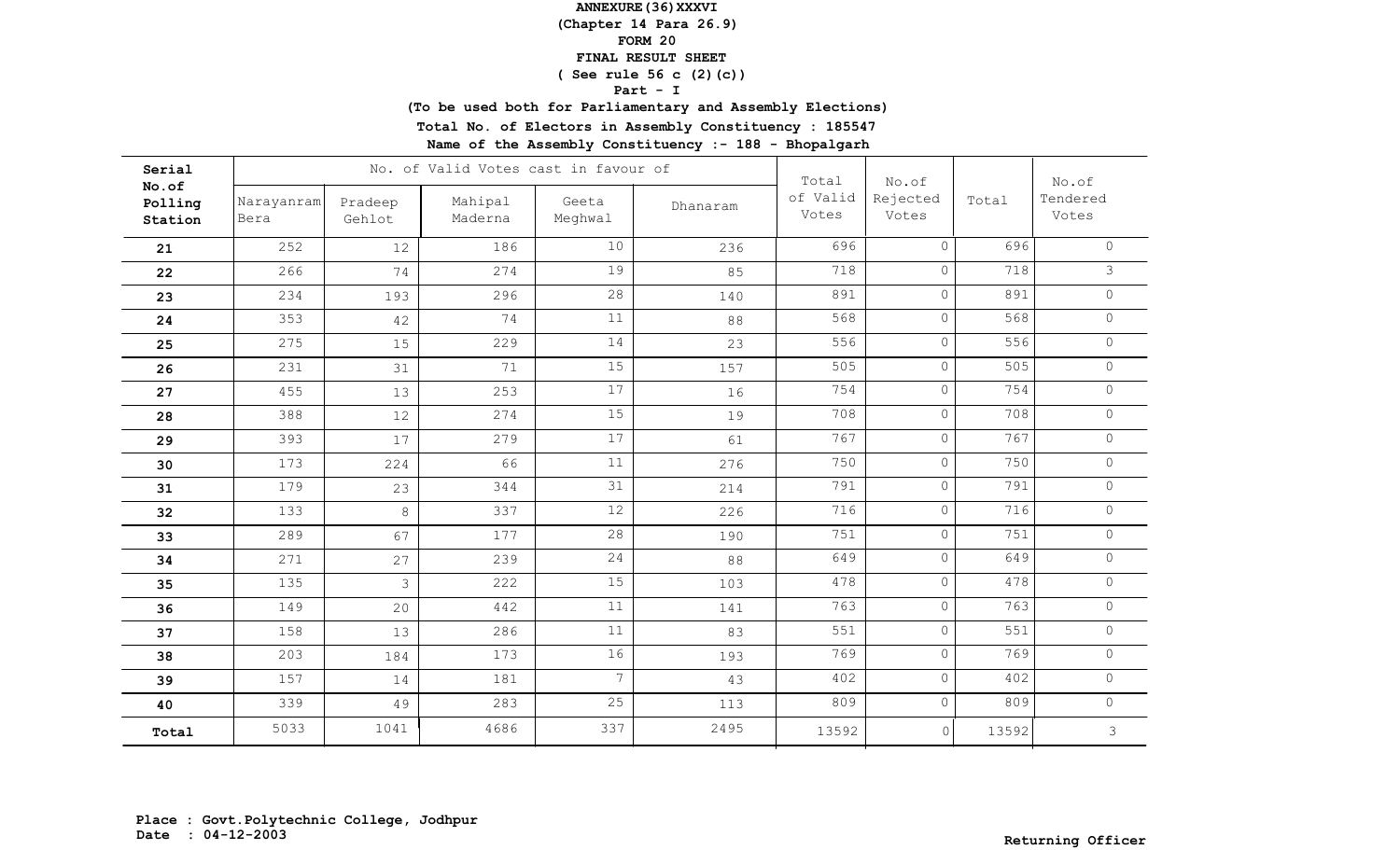**ANNEXURE(36)XXXVI**

**(Chapter 14 Para 26.9)**

**FORM 20**

**FINAL RESULT SHEET**

**( See rule 56 c (2)(c))**

**Part - I**

**(To be used both for Parliamentary and Assembly Elections)**

**Total No. of Electors in Assembly Constituency : 185547**

**Name of the Assembly Constituency :- 188 - Bhopalgarh**

| Serial No.of Polling Station | No. of Valid Votes cast in favour of | | | | | Total of Valid Votes | No.of Rejected Votes | Total | No.of Tendered Votes |
|---|---|---|---|---|---|---|---|---|---|
| | Narayanram Bera | Pradeep Gehlot | Mahipal Maderna | Geeta Meghwal | Dhanaram | | | | |
| 21 | 252 | 12 | 186 | 10 | 236 | 696 | 0 | 696 | 0 |
| 22 | 266 | 74 | 274 | 19 | 85 | 718 | 0 | 718 | 3 |
| 23 | 234 | 193 | 296 | 28 | 140 | 891 | 0 | 891 | 0 |
| 24 | 353 | 42 | 74 | 11 | 88 | 568 | 0 | 568 | 0 |
| 25 | 275 | 15 | 229 | 14 | 23 | 556 | 0 | 556 | 0 |
| 26 | 231 | 31 | 71 | 15 | 157 | 505 | 0 | 505 | 0 |
| 27 | 455 | 13 | 253 | 17 | 16 | 754 | 0 | 754 | 0 |
| 28 | 388 | 12 | 274 | 15 | 19 | 708 | 0 | 708 | 0 |
| 29 | 393 | 17 | 279 | 17 | 61 | 767 | 0 | 767 | 0 |
| 30 | 173 | 224 | 66 | 11 | 276 | 750 | 0 | 750 | 0 |
| 31 | 179 | 23 | 344 | 31 | 214 | 791 | 0 | 791 | 0 |
| 32 | 133 | 8 | 337 | 12 | 226 | 716 | 0 | 716 | 0 |
| 33 | 289 | 67 | 177 | 28 | 190 | 751 | 0 | 751 | 0 |
| 34 | 271 | 27 | 239 | 24 | 88 | 649 | 0 | 649 | 0 |
| 35 | 135 | 3 | 222 | 15 | 103 | 478 | 0 | 478 | 0 |
| 36 | 149 | 20 | 442 | 11 | 141 | 763 | 0 | 763 | 0 |
| 37 | 158 | 13 | 286 | 11 | 83 | 551 | 0 | 551 | 0 |
| 38 | 203 | 184 | 173 | 16 | 193 | 769 | 0 | 769 | 0 |
| 39 | 157 | 14 | 181 | 7 | 43 | 402 | 0 | 402 | 0 |
| 40 | 339 | 49 | 283 | 25 | 113 | 809 | 0 | 809 | 0 |
| **Total** | 5033 | 1041 | 4686 | 337 | 2495 | 13592 | 0 | 13592 | 3 |

**Place : Govt.Polytechnic College, Jodhpur**
**Date : 04-12-2003**

**Returning Officer**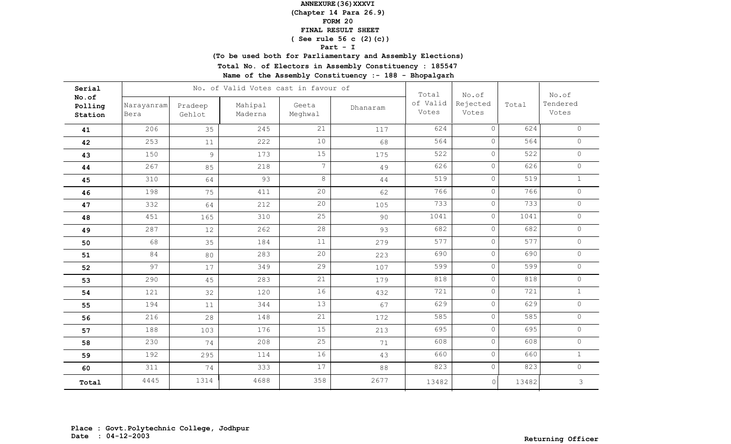**ANNEXURE(36)XXXVI**
**(Chapter 14 Para 26.9)**
**FORM 20**
**FINAL RESULT SHEET**
**( See rule 56 c (2)(c))**
**Part - I**
**(To be used both for Parliamentary and Assembly Elections)**
**Total No. of Electors in Assembly Constituency : 185547**
**Name of the Assembly Constituency :- 188 - Bhopalgarh**

| Serial No.of Polling Station | No. of Valid Votes cast in favour of | | | | | Total of Valid Votes | No.of Rejected Votes | Total | No.of Tendered Votes |
|---|---|---|---|---|---|---|---|---|---|
| | Narayanram Bera | Pradeep Gehlot | Mahipal Maderna | Geeta Meghwal | Dhanaram | | | | |
| **41** | 206 | 35 | 245 | 21 | 117 | 624 | 0 | 624 | 0 |
| **42** | 253 | 11 | 222 | 10 | 68 | 564 | 0 | 564 | 0 |
| **43** | 150 | 9 | 173 | 15 | 175 | 522 | 0 | 522 | 0 |
| **44** | 267 | 85 | 218 | 7 | 49 | 626 | 0 | 626 | 0 |
| **45** | 310 | 64 | 93 | 8 | 44 | 519 | 0 | 519 | 1 |
| **46** | 198 | 75 | 411 | 20 | 62 | 766 | 0 | 766 | 0 |
| **47** | 332 | 64 | 212 | 20 | 105 | 733 | 0 | 733 | 0 |
| **48** | 451 | 165 | 310 | 25 | 90 | 1041 | 0 | 1041 | 0 |
| **49** | 287 | 12 | 262 | 28 | 93 | 682 | 0 | 682 | 0 |
| **50** | 68 | 35 | 184 | 11 | 279 | 577 | 0 | 577 | 0 |
| **51** | 84 | 80 | 283 | 20 | 223 | 690 | 0 | 690 | 0 |
| **52** | 97 | 17 | 349 | 29 | 107 | 599 | 0 | 599 | 0 |
| **53** | 290 | 45 | 283 | 21 | 179 | 818 | 0 | 818 | 0 |
| **54** | 121 | 32 | 120 | 16 | 432 | 721 | 0 | 721 | 1 |
| **55** | 194 | 11 | 344 | 13 | 67 | 629 | 0 | 629 | 0 |
| **56** | 216 | 28 | 148 | 21 | 172 | 585 | 0 | 585 | 0 |
| **57** | 188 | 103 | 176 | 15 | 213 | 695 | 0 | 695 | 0 |
| **58** | 230 | 74 | 208 | 25 | 71 | 608 | 0 | 608 | 0 |
| **59** | 192 | 295 | 114 | 16 | 43 | 660 | 0 | 660 | 1 |
| **60** | 311 | 74 | 333 | 17 | 88 | 823 | 0 | 823 | 0 |
| **Total** | 4445 | 1314 | 4688 | 358 | 2677 | 13482 | 0 | 13482 | 3 |

**Place : Govt.Polytechnic College, Jodhpur**
**Date : 04-12-2003**

**Returning Officer**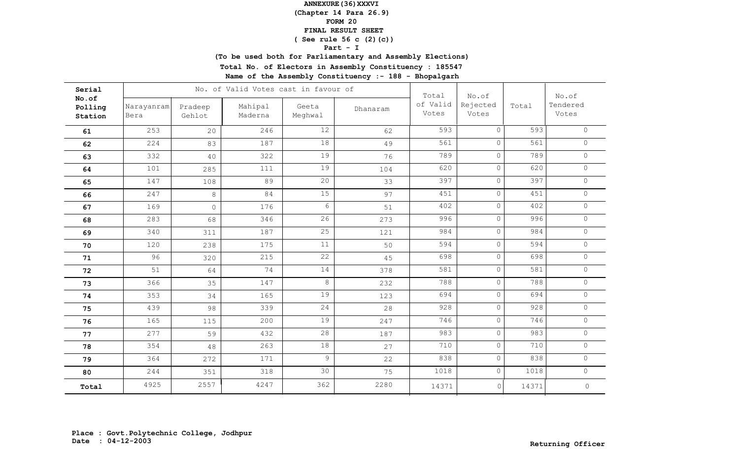**ANNEXURE(36)XXXVI**

**(Chapter 14 Para 26.9)**

**FORM 20**

**FINAL RESULT SHEET**

**( See rule 56 c (2)(c))**

**Part - I**

**(To be used both for Parliamentary and Assembly Elections)**

**Total No. of Electors in Assembly Constituency : 185547**

**Name of the Assembly Constituency :- 188 - Bhopalgarh**

| Serial No.of Polling Station | No. of Valid Votes cast in favour of | | | | | Total of Valid Votes | No.of Rejected Votes | Total | No.of Tendered Votes |
|---|---|---|---|---|---|---|---|---|---|
| | Narayanram Bera | Pradeep Gehlot | Mahipal Maderna | Geeta Meghwal | Dhanaram | | | | |
| 61 | 253 | 20 | 246 | 12 | 62 | 593 | 0 | 593 | 0 |
| 62 | 224 | 83 | 187 | 18 | 49 | 561 | 0 | 561 | 0 |
| 63 | 332 | 40 | 322 | 19 | 76 | 789 | 0 | 789 | 0 |
| 64 | 101 | 285 | 111 | 19 | 104 | 620 | 0 | 620 | 0 |
| 65 | 147 | 108 | 89 | 20 | 33 | 397 | 0 | 397 | 0 |
| 66 | 247 | 8 | 84 | 15 | 97 | 451 | 0 | 451 | 0 |
| 67 | 169 | 0 | 176 | 6 | 51 | 402 | 0 | 402 | 0 |
| 68 | 283 | 68 | 346 | 26 | 273 | 996 | 0 | 996 | 0 |
| 69 | 340 | 311 | 187 | 25 | 121 | 984 | 0 | 984 | 0 |
| 70 | 120 | 238 | 175 | 11 | 50 | 594 | 0 | 594 | 0 |
| 71 | 96 | 320 | 215 | 22 | 45 | 698 | 0 | 698 | 0 |
| 72 | 51 | 64 | 74 | 14 | 378 | 581 | 0 | 581 | 0 |
| 73 | 366 | 35 | 147 | 8 | 232 | 788 | 0 | 788 | 0 |
| 74 | 353 | 34 | 165 | 19 | 123 | 694 | 0 | 694 | 0 |
| 75 | 439 | 98 | 339 | 24 | 28 | 928 | 0 | 928 | 0 |
| 76 | 165 | 115 | 200 | 19 | 247 | 746 | 0 | 746 | 0 |
| 77 | 277 | 59 | 432 | 28 | 187 | 983 | 0 | 983 | 0 |
| 78 | 354 | 48 | 263 | 18 | 27 | 710 | 0 | 710 | 0 |
| 79 | 364 | 272 | 171 | 9 | 22 | 838 | 0 | 838 | 0 |
| 80 | 244 | 351 | 318 | 30 | 75 | 1018 | 0 | 1018 | 0 |
| **Total** | 4925 | 2557 | 4247 | 362 | 2280 | 14371 | 0 | 14371 | 0 |

**Place : Govt.Polytechnic College, Jodhpur**
**Date : 04-12-2003**

**Returning Officer**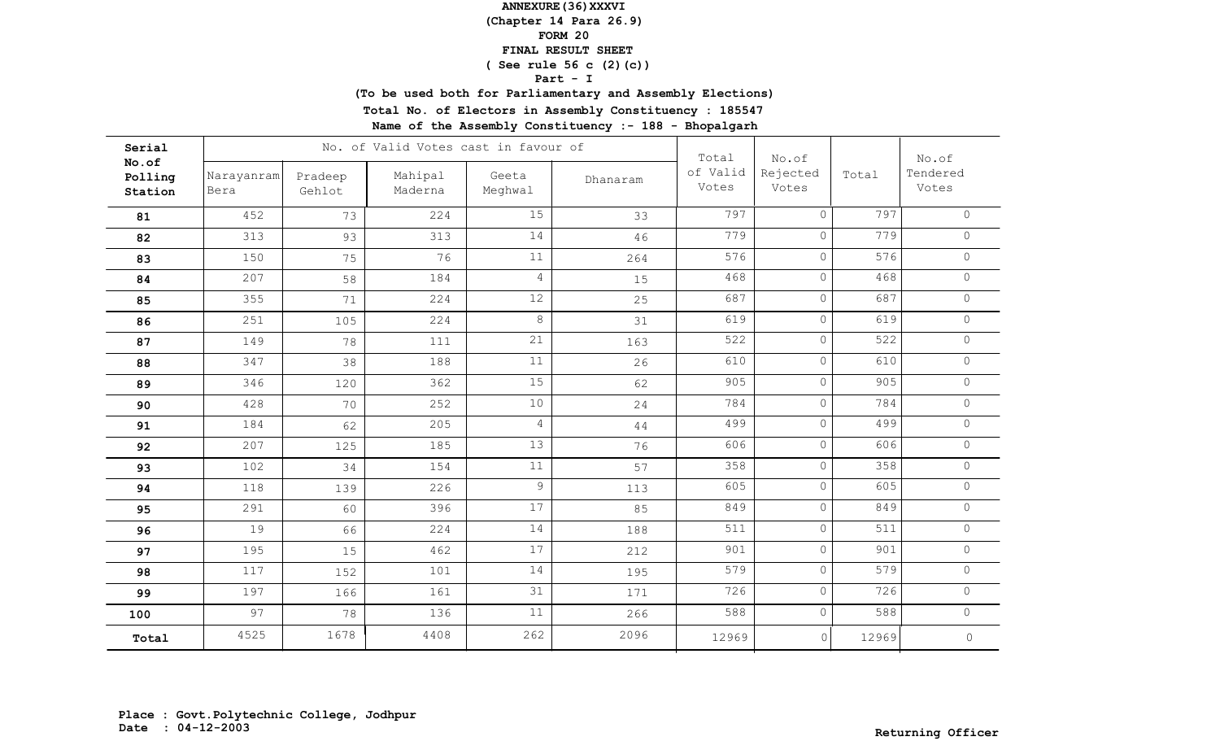**ANNEXURE(36)XXXVI**

**(Chapter 14 Para 26.9)**

**FORM 20**

**FINAL RESULT SHEET**

**( See rule 56 c (2)(c))**

**Part - I**

**(To be used both for Parliamentary and Assembly Elections)**

**Total No. of Electors in Assembly Constituency : 185547**

**Name of the Assembly Constituency :- 188 - Bhopalgarh**

| Serial No.of Polling Station | No. of Valid Votes cast in favour of | | | | | Total of Valid Votes | No.of Rejected Votes | Total | No.of Tendered Votes |
|---|---|---|---|---|---|---|---|---|---|
| | Narayanram Bera | Pradeep Gehlot | Mahipal Maderna | Geeta Meghwal | Dhanaram | | | | |
| **81** | 452 | 73 | 224 | 15 | 33 | 797 | 0 | 797 | 0 |
| **82** | 313 | 93 | 313 | 14 | 46 | 779 | 0 | 779 | 0 |
| **83** | 150 | 75 | 76 | 11 | 264 | 576 | 0 | 576 | 0 |
| **84** | 207 | 58 | 184 | 4 | 15 | 468 | 0 | 468 | 0 |
| **85** | 355 | 71 | 224 | 12 | 25 | 687 | 0 | 687 | 0 |
| **86** | 251 | 105 | 224 | 8 | 31 | 619 | 0 | 619 | 0 |
| **87** | 149 | 78 | 111 | 21 | 163 | 522 | 0 | 522 | 0 |
| **88** | 347 | 38 | 188 | 11 | 26 | 610 | 0 | 610 | 0 |
| **89** | 346 | 120 | 362 | 15 | 62 | 905 | 0 | 905 | 0 |
| **90** | 428 | 70 | 252 | 10 | 24 | 784 | 0 | 784 | 0 |
| **91** | 184 | 62 | 205 | 4 | 44 | 499 | 0 | 499 | 0 |
| **92** | 207 | 125 | 185 | 13 | 76 | 606 | 0 | 606 | 0 |
| **93** | 102 | 34 | 154 | 11 | 57 | 358 | 0 | 358 | 0 |
| **94** | 118 | 139 | 226 | 9 | 113 | 605 | 0 | 605 | 0 |
| **95** | 291 | 60 | 396 | 17 | 85 | 849 | 0 | 849 | 0 |
| **96** | 19 | 66 | 224 | 14 | 188 | 511 | 0 | 511 | 0 |
| **97** | 195 | 15 | 462 | 17 | 212 | 901 | 0 | 901 | 0 |
| **98** | 117 | 152 | 101 | 14 | 195 | 579 | 0 | 579 | 0 |
| **99** | 197 | 166 | 161 | 31 | 171 | 726 | 0 | 726 | 0 |
| **100** | 97 | 78 | 136 | 11 | 266 | 588 | 0 | 588 | 0 |
| **Total** | 4525 | 1678 | 4408 | 262 | 2096 | 12969 | 0 | 12969 | 0 |

**Place : Govt.Polytechnic College, Jodhpur**
**Date : 04-12-2003**

**Returning Officer**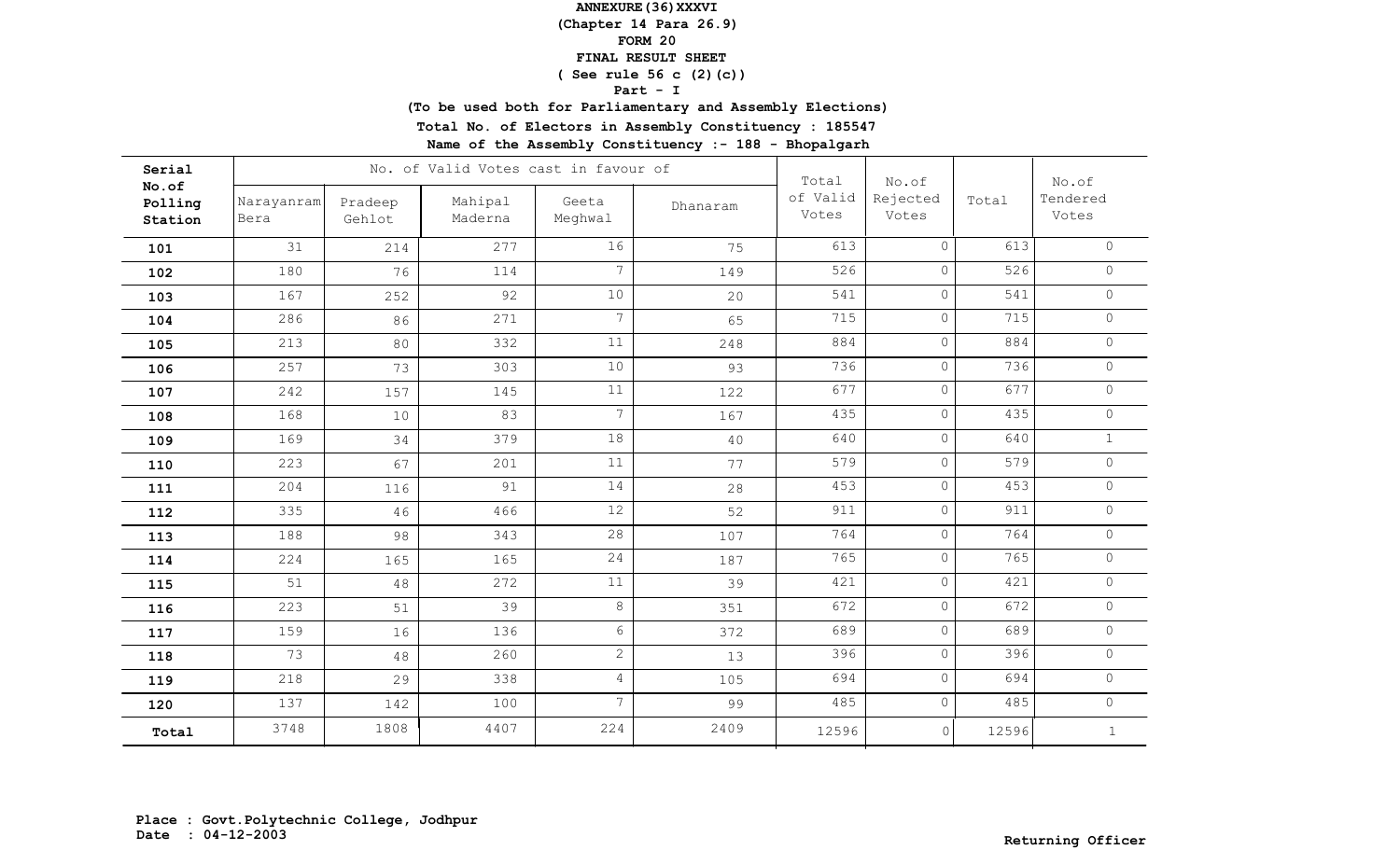**ANNEXURE(36)XXXVI**
**(Chapter 14 Para 26.9)**
**FORM 20**
**FINAL RESULT SHEET**
**( See rule 56 c (2)(c))**
**Part - I**
**(To be used both for Parliamentary and Assembly Elections)**
**Total No. of Electors in Assembly Constituency : 185547**
**Name of the Assembly Constituency :- 188 - Bhopalgarh**

| Serial No.of Polling Station | No. of Valid Votes cast in favour of | | | | | Total of Valid Votes | No.of Rejected Votes | Total | No.of Tendered Votes |
|---|---|---|---|---|---|---|---|---|---|
| | Narayanram Bera | Pradeep Gehlot | Mahipal Maderna | Geeta Meghwal | Dhanaram | | | | |
| 101 | 31 | 214 | 277 | 16 | 75 | 613 | 0 | 613 | 0 |
| 102 | 180 | 76 | 114 | 7 | 149 | 526 | 0 | 526 | 0 |
| 103 | 167 | 252 | 92 | 10 | 20 | 541 | 0 | 541 | 0 |
| 104 | 286 | 86 | 271 | 7 | 65 | 715 | 0 | 715 | 0 |
| 105 | 213 | 80 | 332 | 11 | 248 | 884 | 0 | 884 | 0 |
| 106 | 257 | 73 | 303 | 10 | 93 | 736 | 0 | 736 | 0 |
| 107 | 242 | 157 | 145 | 11 | 122 | 677 | 0 | 677 | 0 |
| 108 | 168 | 10 | 83 | 7 | 167 | 435 | 0 | 435 | 0 |
| 109 | 169 | 34 | 379 | 18 | 40 | 640 | 0 | 640 | 1 |
| 110 | 223 | 67 | 201 | 11 | 77 | 579 | 0 | 579 | 0 |
| 111 | 204 | 116 | 91 | 14 | 28 | 453 | 0 | 453 | 0 |
| 112 | 335 | 46 | 466 | 12 | 52 | 911 | 0 | 911 | 0 |
| 113 | 188 | 98 | 343 | 28 | 107 | 764 | 0 | 764 | 0 |
| 114 | 224 | 165 | 165 | 24 | 187 | 765 | 0 | 765 | 0 |
| 115 | 51 | 48 | 272 | 11 | 39 | 421 | 0 | 421 | 0 |
| 116 | 223 | 51 | 39 | 8 | 351 | 672 | 0 | 672 | 0 |
| 117 | 159 | 16 | 136 | 6 | 372 | 689 | 0 | 689 | 0 |
| 118 | 73 | 48 | 260 | 2 | 13 | 396 | 0 | 396 | 0 |
| 119 | 218 | 29 | 338 | 4 | 105 | 694 | 0 | 694 | 0 |
| 120 | 137 | 142 | 100 | 7 | 99 | 485 | 0 | 485 | 0 |
| Total | 3748 | 1808 | 4407 | 224 | 2409 | 12596 | 0 | 12596 | 1 |

**Place : Govt.Polytechnic College, Jodhpur**
**Date : 04-12-2003**

**Returning Officer**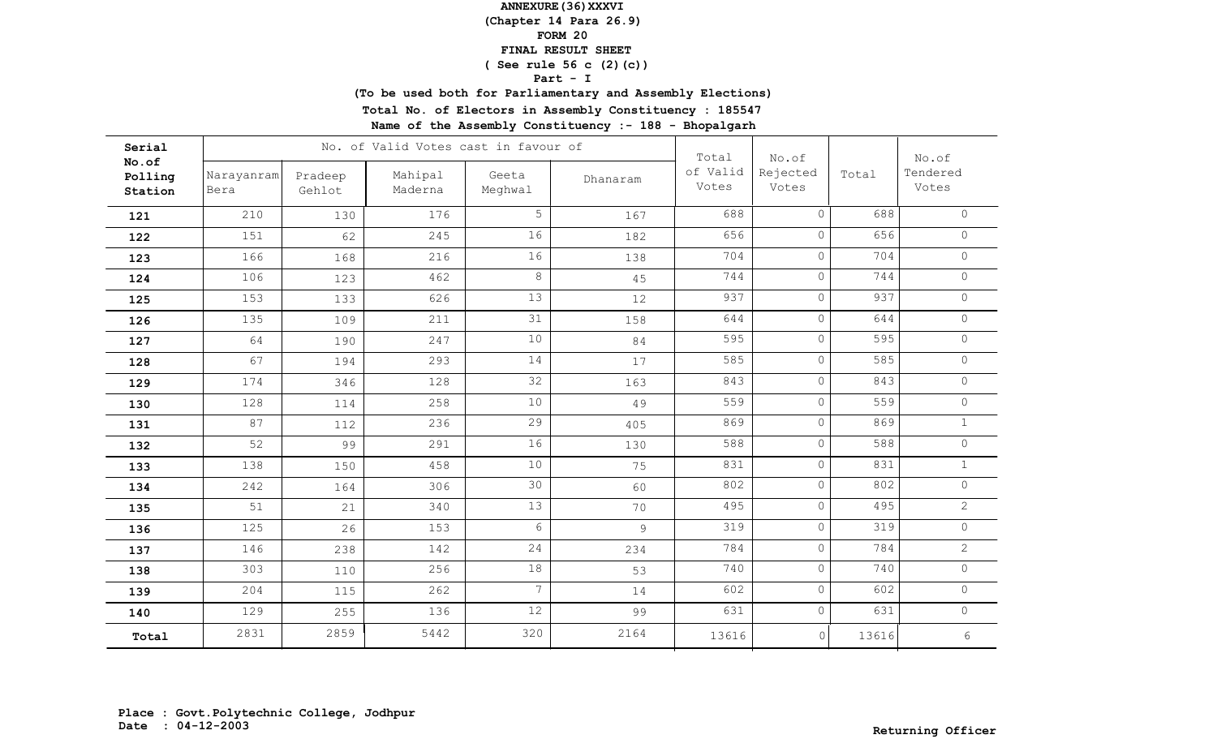**ANNEXURE(36)XXXVI**
**(Chapter 14 Para 26.9)**
**FORM 20**
**FINAL RESULT SHEET**
**( See rule 56 c (2)(c))**
**Part - I**
**(To be used both for Parliamentary and Assembly Elections)**
**Total No. of Electors in Assembly Constituency : 185547**
**Name of the Assembly Constituency :- 188 - Bhopalgarh**

| Serial No.of Polling Station | No. of Valid Votes cast in favour of | | | | | Total of Valid Votes | No.of Rejected Votes | Total | No.of Tendered Votes |
|---|---|---|---|---|---|---|---|---|---|
| | Narayanram Bera | Pradeep Gehlot | Mahipal Maderna | Geeta Meghwal | Dhanaram | | | | |
| 121 | 210 | 130 | 176 | 5 | 167 | 688 | 0 | 688 | 0 |
| 122 | 151 | 62 | 245 | 16 | 182 | 656 | 0 | 656 | 0 |
| 123 | 166 | 168 | 216 | 16 | 138 | 704 | 0 | 704 | 0 |
| 124 | 106 | 123 | 462 | 8 | 45 | 744 | 0 | 744 | 0 |
| 125 | 153 | 133 | 626 | 13 | 12 | 937 | 0 | 937 | 0 |
| 126 | 135 | 109 | 211 | 31 | 158 | 644 | 0 | 644 | 0 |
| 127 | 64 | 190 | 247 | 10 | 84 | 595 | 0 | 595 | 0 |
| 128 | 67 | 194 | 293 | 14 | 17 | 585 | 0 | 585 | 0 |
| 129 | 174 | 346 | 128 | 32 | 163 | 843 | 0 | 843 | 0 |
| 130 | 128 | 114 | 258 | 10 | 49 | 559 | 0 | 559 | 0 |
| 131 | 87 | 112 | 236 | 29 | 405 | 869 | 0 | 869 | 1 |
| 132 | 52 | 99 | 291 | 16 | 130 | 588 | 0 | 588 | 0 |
| 133 | 138 | 150 | 458 | 10 | 75 | 831 | 0 | 831 | 1 |
| 134 | 242 | 164 | 306 | 30 | 60 | 802 | 0 | 802 | 0 |
| 135 | 51 | 21 | 340 | 13 | 70 | 495 | 0 | 495 | 2 |
| 136 | 125 | 26 | 153 | 6 | 9 | 319 | 0 | 319 | 0 |
| 137 | 146 | 238 | 142 | 24 | 234 | 784 | 0 | 784 | 2 |
| 138 | 303 | 110 | 256 | 18 | 53 | 740 | 0 | 740 | 0 |
| 139 | 204 | 115 | 262 | 7 | 14 | 602 | 0 | 602 | 0 |
| 140 | 129 | 255 | 136 | 12 | 99 | 631 | 0 | 631 | 0 |
| **Total** | 2831 | 2859 | 5442 | 320 | 2164 | 13616 | 0 | 13616 | 6 |

**Place : Govt.Polytechnic College, Jodhpur**
**Date : 04-12-2003**

**Returning Officer**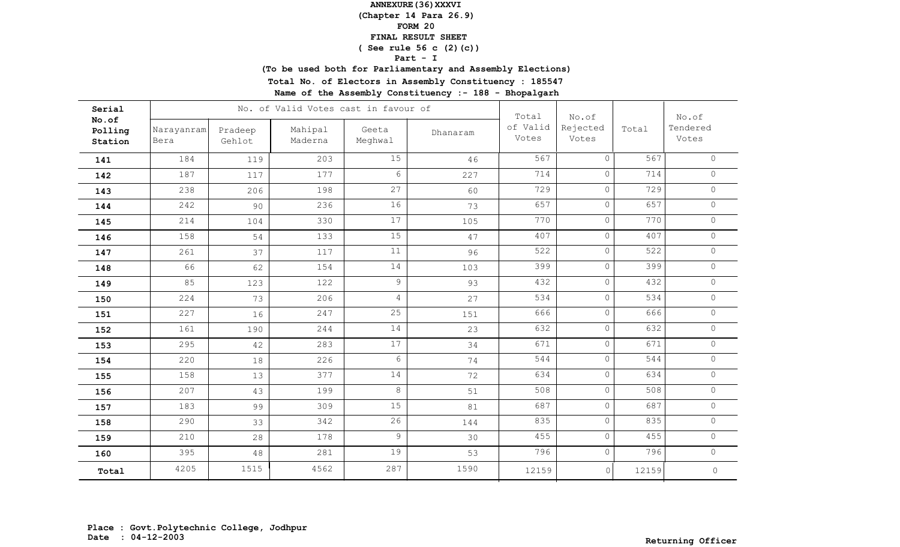**ANNEXURE(36)XXXVI**

**(Chapter 14 Para 26.9)**

**FORM 20**

**FINAL RESULT SHEET**

**( See rule 56 c (2)(c))**

**Part - I**

**(To be used both for Parliamentary and Assembly Elections)**

**Total No. of Electors in Assembly Constituency : 185547**

**Name of the Assembly Constituency :- 188 - Bhopalgarh**

| Serial No.of Polling Station | No. of Valid Votes cast in favour of | | | | | Total of Valid Votes | No.of Rejected Votes | Total | No.of Tendered Votes |
|---|---|---|---|---|---|---|---|---|---|
| | Narayanram Bera | Pradeep Gehlot | Mahipal Maderna | Geeta Meghwal | Dhanaram | | | | |
| 141 | 184 | 119 | 203 | 15 | 46 | 567 | 0 | 567 | 0 |
| 142 | 187 | 117 | 177 | 6 | 227 | 714 | 0 | 714 | 0 |
| 143 | 238 | 206 | 198 | 27 | 60 | 729 | 0 | 729 | 0 |
| 144 | 242 | 90 | 236 | 16 | 73 | 657 | 0 | 657 | 0 |
| 145 | 214 | 104 | 330 | 17 | 105 | 770 | 0 | 770 | 0 |
| 146 | 158 | 54 | 133 | 15 | 47 | 407 | 0 | 407 | 0 |
| 147 | 261 | 37 | 117 | 11 | 96 | 522 | 0 | 522 | 0 |
| 148 | 66 | 62 | 154 | 14 | 103 | 399 | 0 | 399 | 0 |
| 149 | 85 | 123 | 122 | 9 | 93 | 432 | 0 | 432 | 0 |
| 150 | 224 | 73 | 206 | 4 | 27 | 534 | 0 | 534 | 0 |
| 151 | 227 | 16 | 247 | 25 | 151 | 666 | 0 | 666 | 0 |
| 152 | 161 | 190 | 244 | 14 | 23 | 632 | 0 | 632 | 0 |
| 153 | 295 | 42 | 283 | 17 | 34 | 671 | 0 | 671 | 0 |
| 154 | 220 | 18 | 226 | 6 | 74 | 544 | 0 | 544 | 0 |
| 155 | 158 | 13 | 377 | 14 | 72 | 634 | 0 | 634 | 0 |
| 156 | 207 | 43 | 199 | 8 | 51 | 508 | 0 | 508 | 0 |
| 157 | 183 | 99 | 309 | 15 | 81 | 687 | 0 | 687 | 0 |
| 158 | 290 | 33 | 342 | 26 | 144 | 835 | 0 | 835 | 0 |
| 159 | 210 | 28 | 178 | 9 | 30 | 455 | 0 | 455 | 0 |
| 160 | 395 | 48 | 281 | 19 | 53 | 796 | 0 | 796 | 0 |
| Total | 4205 | 1515 | 4562 | 287 | 1590 | 12159 | 0 | 12159 | 0 |

**Place : Govt.Polytechnic College, Jodhpur**

**Date : 04-12-2003**

**Returning Officer**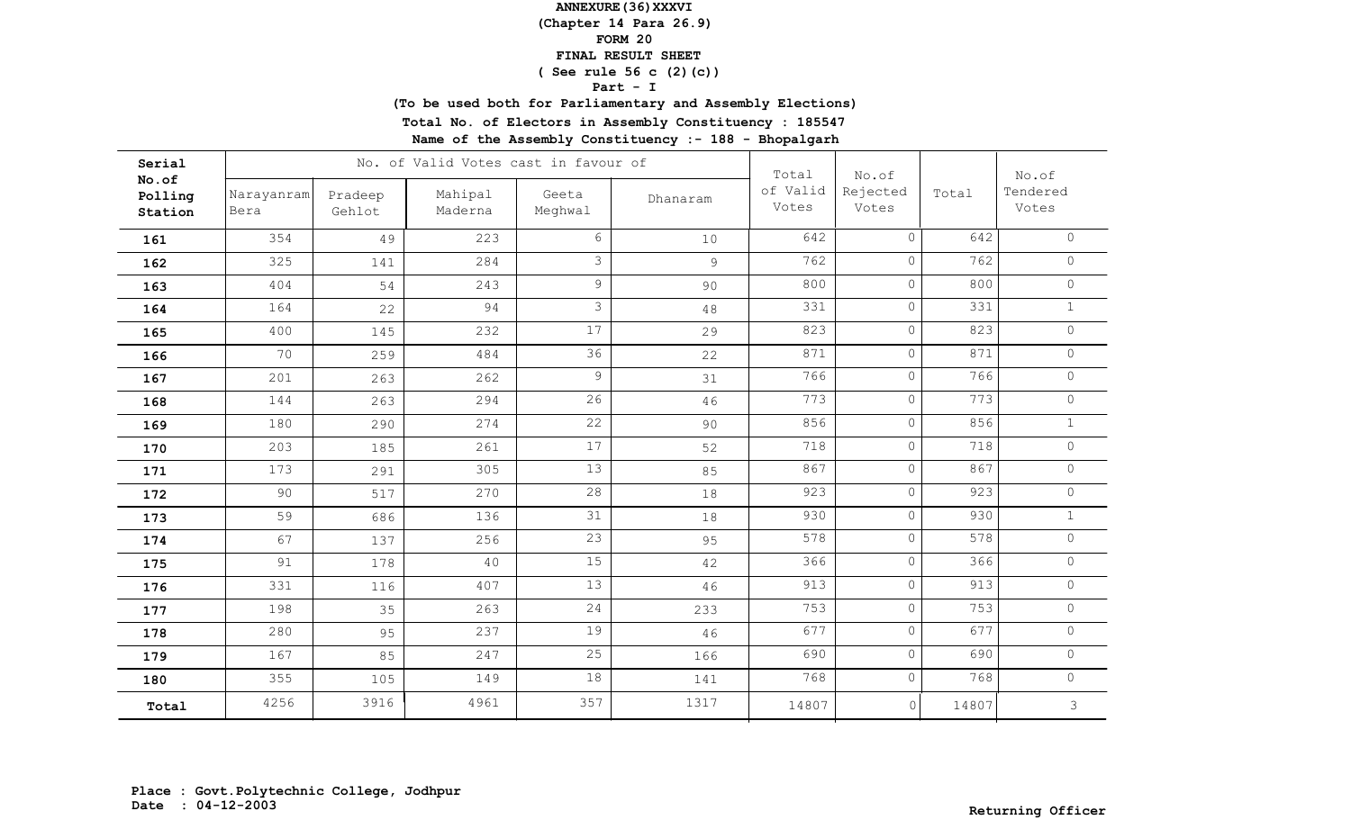**ANNEXURE(36)XXXVI**
**(Chapter 14 Para 26.9)**
**FORM 20**
**FINAL RESULT SHEET**
**( See rule 56 c (2)(c))**
**Part - I**
**(To be used both for Parliamentary and Assembly Elections)**
**Total No. of Electors in Assembly Constituency : 185547**
**Name of the Assembly Constituency :- 188 - Bhopalgarh**

| Serial No.of Polling Station | No. of Valid Votes cast in favour of | | | | | Total of Valid Votes | No.of Rejected Votes | Total | No.of Tendered Votes |
|---|---|---|---|---|---|---|---|---|---|
| | Narayanram Bera | Pradeep Gehlot | Mahipal Maderna | Geeta Meghwal | Dhanaram | | | | |
| 161 | 354 | 49 | 223 | 6 | 10 | 642 | 0 | 642 | 0 |
| 162 | 325 | 141 | 284 | 3 | 9 | 762 | 0 | 762 | 0 |
| 163 | 404 | 54 | 243 | 9 | 90 | 800 | 0 | 800 | 0 |
| 164 | 164 | 22 | 94 | 3 | 48 | 331 | 0 | 331 | 1 |
| 165 | 400 | 145 | 232 | 17 | 29 | 823 | 0 | 823 | 0 |
| 166 | 70 | 259 | 484 | 36 | 22 | 871 | 0 | 871 | 0 |
| 167 | 201 | 263 | 262 | 9 | 31 | 766 | 0 | 766 | 0 |
| 168 | 144 | 263 | 294 | 26 | 46 | 773 | 0 | 773 | 0 |
| 169 | 180 | 290 | 274 | 22 | 90 | 856 | 0 | 856 | 1 |
| 170 | 203 | 185 | 261 | 17 | 52 | 718 | 0 | 718 | 0 |
| 171 | 173 | 291 | 305 | 13 | 85 | 867 | 0 | 867 | 0 |
| 172 | 90 | 517 | 270 | 28 | 18 | 923 | 0 | 923 | 0 |
| 173 | 59 | 686 | 136 | 31 | 18 | 930 | 0 | 930 | 1 |
| 174 | 67 | 137 | 256 | 23 | 95 | 578 | 0 | 578 | 0 |
| 175 | 91 | 178 | 40 | 15 | 42 | 366 | 0 | 366 | 0 |
| 176 | 331 | 116 | 407 | 13 | 46 | 913 | 0 | 913 | 0 |
| 177 | 198 | 35 | 263 | 24 | 233 | 753 | 0 | 753 | 0 |
| 178 | 280 | 95 | 237 | 19 | 46 | 677 | 0 | 677 | 0 |
| 179 | 167 | 85 | 247 | 25 | 166 | 690 | 0 | 690 | 0 |
| 180 | 355 | 105 | 149 | 18 | 141 | 768 | 0 | 768 | 0 |
| Total | 4256 | 3916 | 4961 | 357 | 1317 | 14807 | 0 | 14807 | 3 |

**Place : Govt.Polytechnic College, Jodhpur**
**Date : 04-12-2003**

**Returning Officer**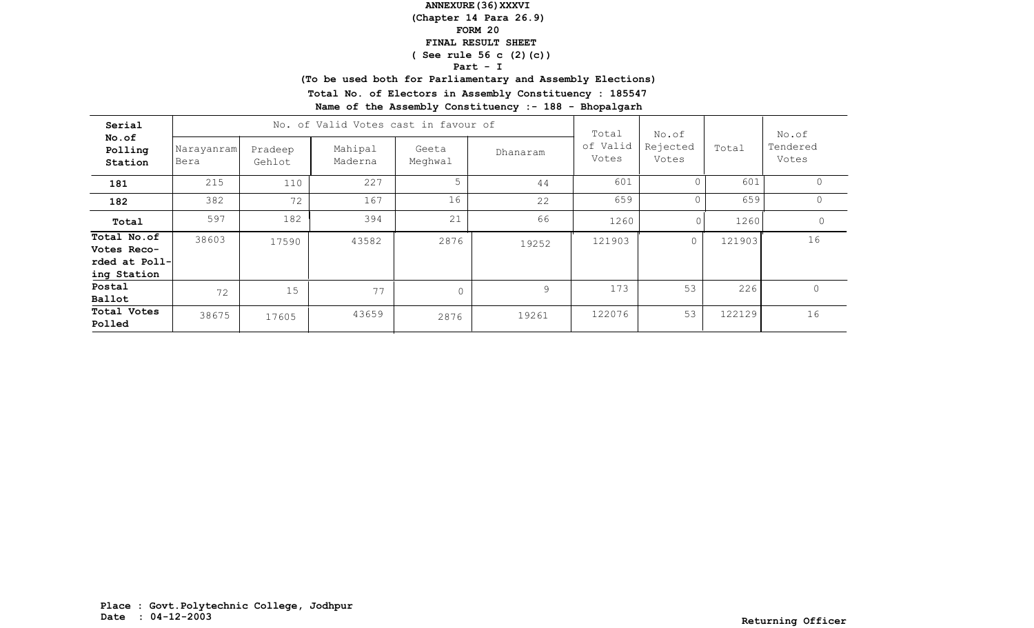**ANNEXURE(36)XXXVI**
**(Chapter 14 Para 26.9)**
**FORM 20**
**FINAL RESULT SHEET**
**( See rule 56 c (2)(c))**
**Part - I**
**(To be used both for Parliamentary and Assembly Elections)**
**Total No. of Electors in Assembly Constituency : 185547**
**Name of the Assembly Constituency :- 188 - Bhopalgarh**

| Serial No.of Polling Station | No. of Valid Votes cast in favour of | | | | | Total of Valid Votes | No.of Rejected Votes | Total | No.of Tendered Votes |
|---|---|---|---|---|---|---|---|---|---|
| | Narayanram Bera | Pradeep Gehlot | Mahipal Maderna | Geeta Meghwal | Dhanaram | | | | |
| **181** | 215 | 110 | 227 | 5 | 44 | 601 | 0 | 601 | 0 |
| **182** | 382 | 72 | 167 | 16 | 22 | 659 | 0 | 659 | 0 |
| **Total** | 597 | 182 | 394 | 21 | 66 | 1260 | 0 | 1260 | 0 |
| **Total No.of Votes Reco-rded at Poll-ing Station** | 38603 | 17590 | 43582 | 2876 | 19252 | 121903 | 0 | 121903 | 16 |
| **Postal Ballot** | 72 | 15 | 77 | 0 | 9 | 173 | 53 | 226 | 0 |
| **Total Votes Polled** | 38675 | 17605 | 43659 | 2876 | 19261 | 122076 | 53 | 122129 | 16 |

**Place : Govt.Polytechnic College, Jodhpur**
**Date : 04-12-2003**

**Returning Officer**